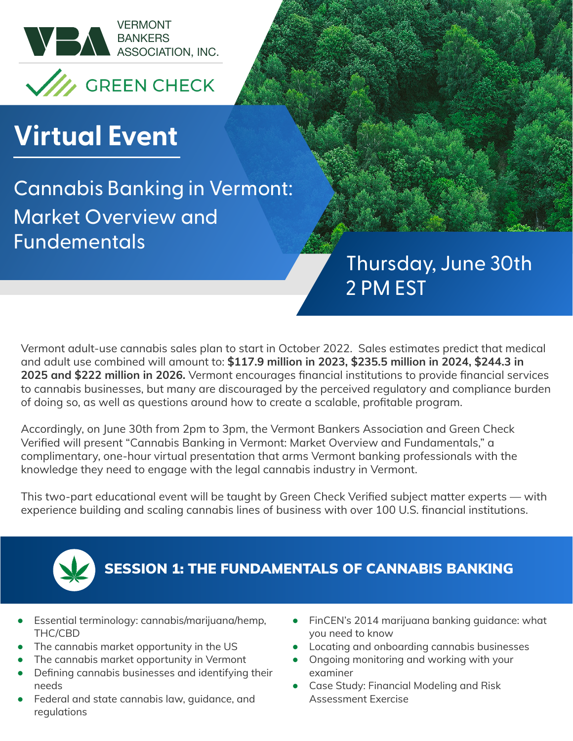VERMONT BANKERS ASSOCIATION, INC.

GREEN CHECK

# Virtual Event

## Cannabis Banking in Vermont: Market Overview and Fundementals

**Thursday, June 30th**
**2 PM EST**

Vermont adult-use cannabis sales plan to start in October 2022. Sales estimates predict that medical and adult use combined will amount to: **$117.9 million in 2023, $235.5 million in 2024, $244.3 in 2025 and $222 million in 2026.** Vermont encourages financial institutions to provide financial services to cannabis businesses, but many are discouraged by the perceived regulatory and compliance burden of doing so, as well as questions around how to create a scalable, profitable program.

Accordingly, on June 30th from 2pm to 3pm, the Vermont Bankers Association and Green Check Verified will present "Cannabis Banking in Vermont: Market Overview and Fundamentals," a complimentary, one-hour virtual presentation that arms Vermont banking professionals with the knowledge they need to engage with the legal cannabis industry in Vermont.

This two-part educational event will be taught by Green Check Verified subject matter experts — with experience building and scaling cannabis lines of business with over 100 U.S. financial institutions.

## SESSION 1: THE FUNDAMENTALS OF CANNABIS BANKING

- Essential terminology: cannabis/marijuana/hemp, THC/CBD
- The cannabis market opportunity in the US
- The cannabis market opportunity in Vermont
- Defining cannabis businesses and identifying their needs
- Federal and state cannabis law, guidance, and regulations
- FinCEN's 2014 marijuana banking guidance: what you need to know
- Locating and onboarding cannabis businesses
- Ongoing monitoring and working with your examiner
- Case Study: Financial Modeling and Risk Assessment Exercise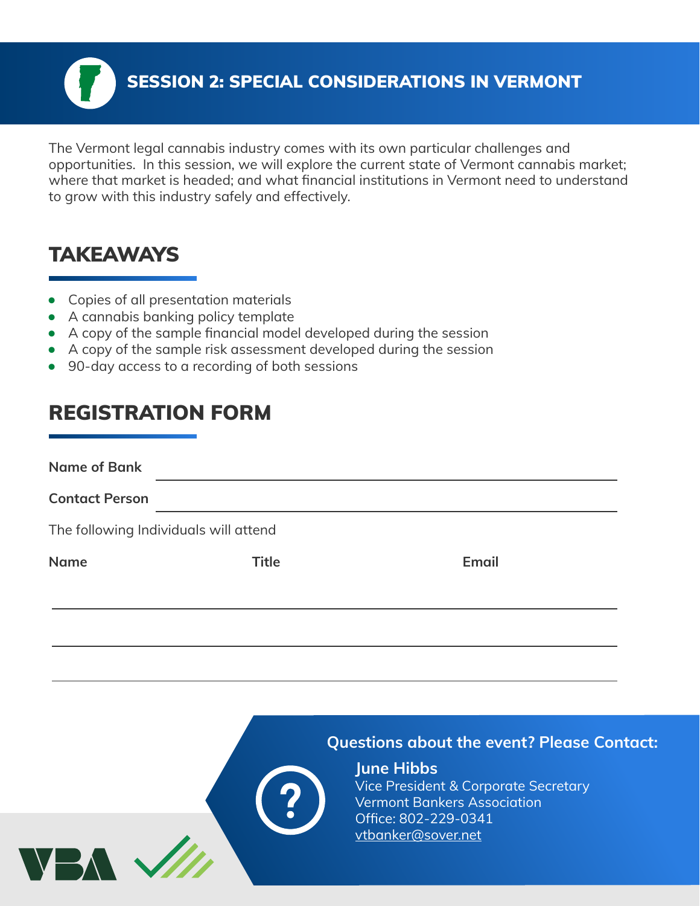# SESSION 2: SPECIAL CONSIDERATIONS IN VERMONT

The Vermont legal cannabis industry comes with its own particular challenges and opportunities. In this session, we will explore the current state of Vermont cannabis market; where that market is headed; and what financial institutions in Vermont need to understand to grow with this industry safely and effectively.

## TAKEAWAYS

- Copies of all presentation materials
- A cannabis banking policy template
- A copy of the sample financial model developed during the session
- A copy of the sample risk assessment developed during the session
- 90-day access to a recording of both sessions

## REGISTRATION FORM

**Name of Bank** ______________________________

**Contact Person** ______________________________

The following Individuals will attend

| Name | Title | Email |
| --- | --- | --- |
| | | |
| | | |
| | | |

**Questions about the event? Please Contact:**

**June Hibbs**
Vice President & Corporate Secretary
Vermont Bankers Association
Office: 802-229-0341
vtbanker@sover.net

VBA